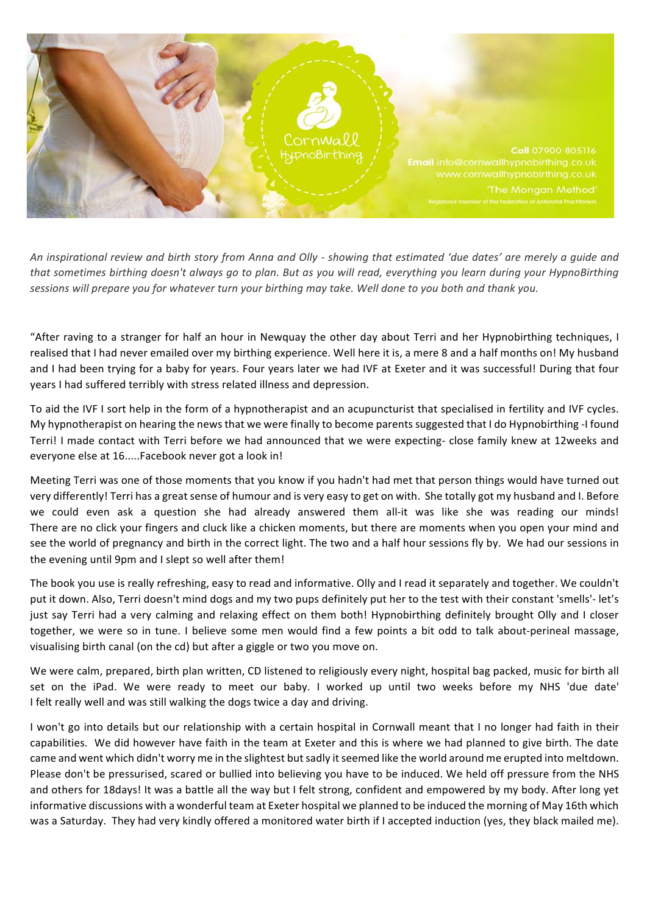Cornwall HypnoBirthing

**Call** 07900 805116
**Email** info@cornwallhypnobirthing.co.uk
www.cornwallhypnobirthing.co.uk
'The Mongan Method'
Registered member of the Federation of Antenatal Practitioners

*An inspirational review and birth story from Anna and Olly - showing that estimated 'due dates' are merely a guide and that sometimes birthing doesn't always go to plan. But as you will read, everything you learn during your HypnoBirthing sessions will prepare you for whatever turn your birthing may take. Well done to you both and thank you.*

"After raving to a stranger for half an hour in Newquay the other day about Terri and her Hypnobirthing techniques, I realised that I had never emailed over my birthing experience. Well here it is, a mere 8 and a half months on! My husband and I had been trying for a baby for years. Four years later we had IVF at Exeter and it was successful! During that four years I had suffered terribly with stress related illness and depression.

To aid the IVF I sort help in the form of a hypnotherapist and an acupuncturist that specialised in fertility and IVF cycles. My hypnotherapist on hearing the news that we were finally to become parents suggested that I do Hypnobirthing -I found Terri! I made contact with Terri before we had announced that we were expecting- close family knew at 12weeks and everyone else at 16.....Facebook never got a look in!

Meeting Terri was one of those moments that you know if you hadn't had met that person things would have turned out very differently! Terri has a great sense of humour and is very easy to get on with. She totally got my husband and I. Before we could even ask a question she had already answered them all-it was like she was reading our minds! There are no click your fingers and cluck like a chicken moments, but there are moments when you open your mind and see the world of pregnancy and birth in the correct light. The two and a half hour sessions fly by. We had our sessions in the evening until 9pm and I slept so well after them!

The book you use is really refreshing, easy to read and informative. Olly and I read it separately and together. We couldn't put it down. Also, Terri doesn't mind dogs and my two pups definitely put her to the test with their constant 'smells'- let's just say Terri had a very calming and relaxing effect on them both! Hypnobirthing definitely brought Olly and I closer together, we were so in tune. I believe some men would find a few points a bit odd to talk about-perineal massage, visualising birth canal (on the cd) but after a giggle or two you move on.

We were calm, prepared, birth plan written, CD listened to religiously every night, hospital bag packed, music for birth all set on the iPad. We were ready to meet our baby. I worked up until two weeks before my NHS 'due date' I felt really well and was still walking the dogs twice a day and driving.

I won't go into details but our relationship with a certain hospital in Cornwall meant that I no longer had faith in their capabilities. We did however have faith in the team at Exeter and this is where we had planned to give birth. The date came and went which didn't worry me in the slightest but sadly it seemed like the world around me erupted into meltdown. Please don't be pressurised, scared or bullied into believing you have to be induced. We held off pressure from the NHS and others for 18days! It was a battle all the way but I felt strong, confident and empowered by my body. After long yet informative discussions with a wonderful team at Exeter hospital we planned to be induced the morning of May 16th which was a Saturday. They had very kindly offered a monitored water birth if I accepted induction (yes, they black mailed me).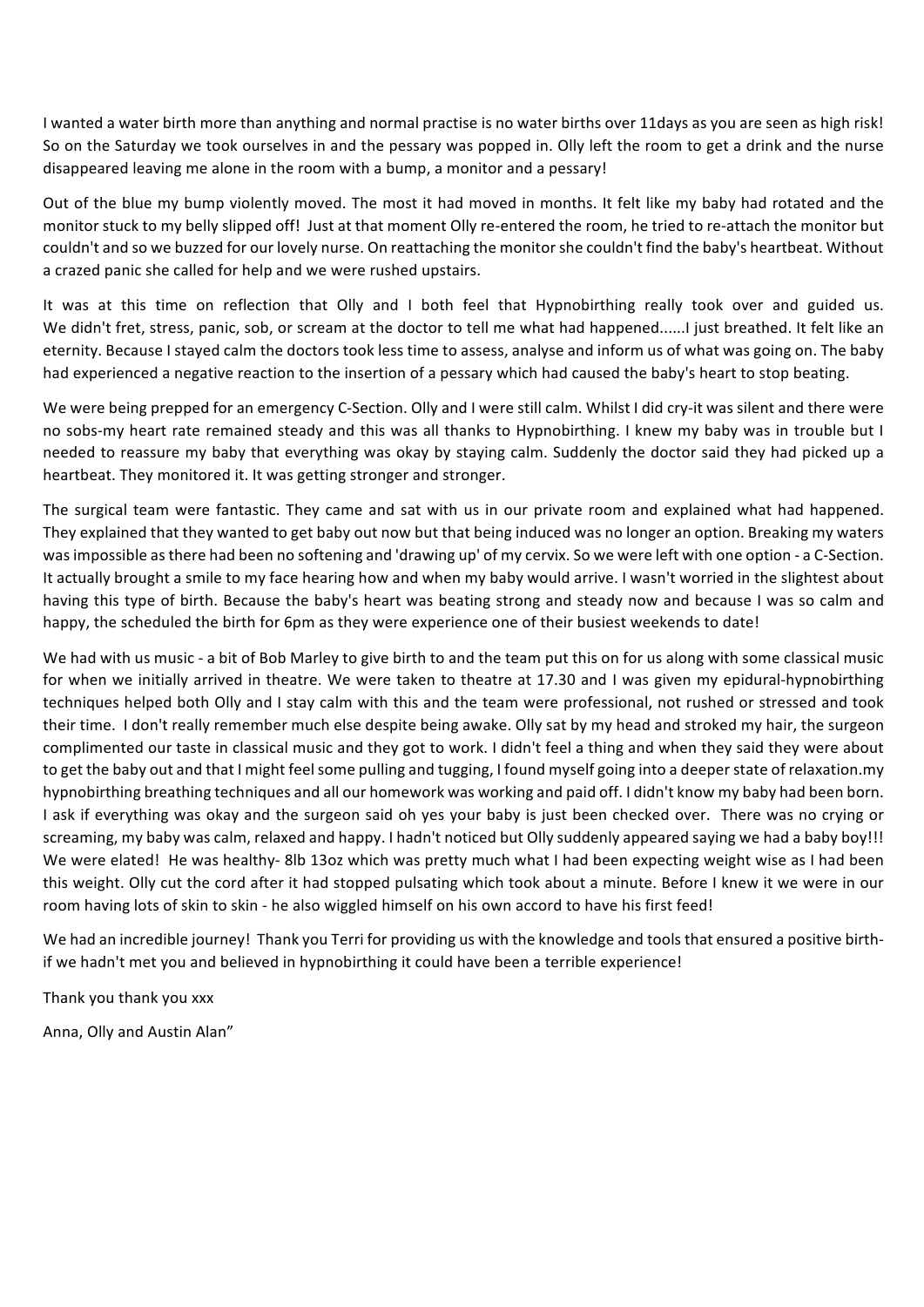I wanted a water birth more than anything and normal practise is no water births over 11days as you are seen as high risk! So on the Saturday we took ourselves in and the pessary was popped in. Olly left the room to get a drink and the nurse disappeared leaving me alone in the room with a bump, a monitor and a pessary!

Out of the blue my bump violently moved. The most it had moved in months. It felt like my baby had rotated and the monitor stuck to my belly slipped off! Just at that moment Olly re-entered the room, he tried to re-attach the monitor but couldn't and so we buzzed for our lovely nurse. On reattaching the monitor she couldn't find the baby's heartbeat. Without a crazed panic she called for help and we were rushed upstairs.

It was at this time on reflection that Olly and I both feel that Hypnobirthing really took over and guided us. We didn't fret, stress, panic, sob, or scream at the doctor to tell me what had happened......I just breathed. It felt like an eternity. Because I stayed calm the doctors took less time to assess, analyse and inform us of what was going on. The baby had experienced a negative reaction to the insertion of a pessary which had caused the baby's heart to stop beating.

We were being prepped for an emergency C-Section. Olly and I were still calm. Whilst I did cry-it was silent and there were no sobs-my heart rate remained steady and this was all thanks to Hypnobirthing. I knew my baby was in trouble but I needed to reassure my baby that everything was okay by staying calm. Suddenly the doctor said they had picked up a heartbeat. They monitored it. It was getting stronger and stronger.

The surgical team were fantastic. They came and sat with us in our private room and explained what had happened. They explained that they wanted to get baby out now but that being induced was no longer an option. Breaking my waters was impossible as there had been no softening and 'drawing up' of my cervix. So we were left with one option - a C-Section. It actually brought a smile to my face hearing how and when my baby would arrive. I wasn't worried in the slightest about having this type of birth. Because the baby's heart was beating strong and steady now and because I was so calm and happy, the scheduled the birth for 6pm as they were experience one of their busiest weekends to date!

We had with us music - a bit of Bob Marley to give birth to and the team put this on for us along with some classical music for when we initially arrived in theatre. We were taken to theatre at 17.30 and I was given my epidural-hypnobirthing techniques helped both Olly and I stay calm with this and the team were professional, not rushed or stressed and took their time. I don't really remember much else despite being awake. Olly sat by my head and stroked my hair, the surgeon complimented our taste in classical music and they got to work. I didn't feel a thing and when they said they were about to get the baby out and that I might feel some pulling and tugging, I found myself going into a deeper state of relaxation.my hypnobirthing breathing techniques and all our homework was working and paid off. I didn't know my baby had been born. I ask if everything was okay and the surgeon said oh yes your baby is just been checked over. There was no crying or screaming, my baby was calm, relaxed and happy. I hadn't noticed but Olly suddenly appeared saying we had a baby boy!!! We were elated! He was healthy- 8lb 13oz which was pretty much what I had been expecting weight wise as I had been this weight. Olly cut the cord after it had stopped pulsating which took about a minute. Before I knew it we were in our room having lots of skin to skin - he also wiggled himself on his own accord to have his first feed!

We had an incredible journey! Thank you Terri for providing us with the knowledge and tools that ensured a positive birth-if we hadn't met you and believed in hypnobirthing it could have been a terrible experience!

Thank you thank you xxx

Anna, Olly and Austin Alan"